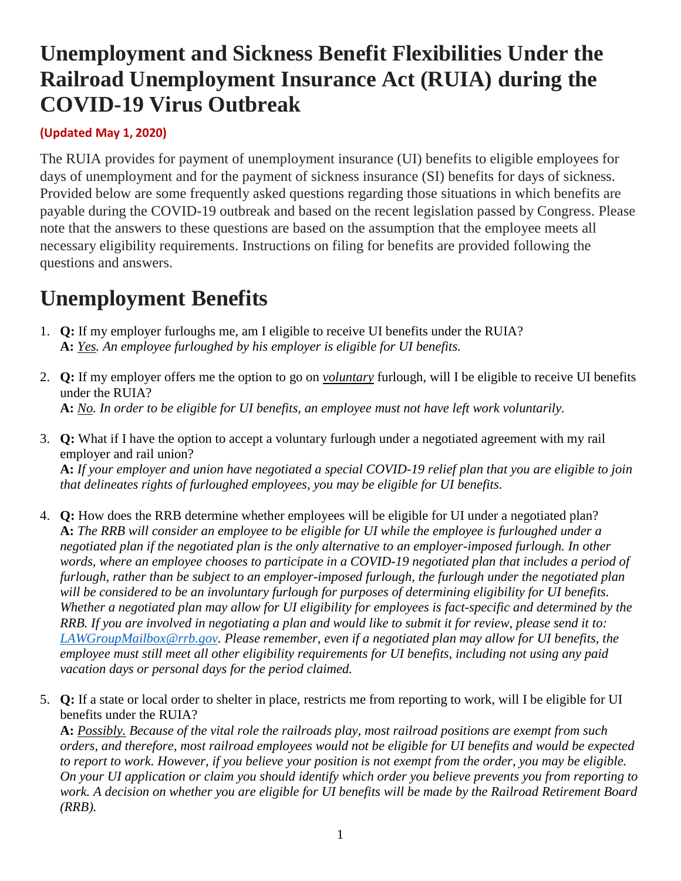# Unemployment and Sickness Benefit Flexibilities Under the Railroad Unemployment Insurance Act (RUIA) during the COVID-19 Virus Outbreak

**(Updated May 1, 2020)**

The RUIA provides for payment of unemployment insurance (UI) benefits to eligible employees for days of unemployment and for the payment of sickness insurance (SI) benefits for days of sickness. Provided below are some frequently asked questions regarding those situations in which benefits are payable during the COVID-19 outbreak and based on the recent legislation passed by Congress. Please note that the answers to these questions are based on the assumption that the employee meets all necessary eligibility requirements. Instructions on filing for benefits are provided following the questions and answers.

## Unemployment Benefits

1. **Q:** If my employer furloughs me, am I eligible to receive UI benefits under the RUIA?
   **A:** *Yes. An employee furloughed by his employer is eligible for UI benefits.*

2. **Q:** If my employer offers me the option to go on *voluntary* furlough, will I be eligible to receive UI benefits under the RUIA?
   **A:** *No. In order to be eligible for UI benefits, an employee must not have left work voluntarily.*

3. **Q:** What if I have the option to accept a voluntary furlough under a negotiated agreement with my rail employer and rail union?
   **A:** *If your employer and union have negotiated a special COVID-19 relief plan that you are eligible to join that delineates rights of furloughed employees, you may be eligible for UI benefits.*

4. **Q:** How does the RRB determine whether employees will be eligible for UI under a negotiated plan?
   **A:** *The RRB will consider an employee to be eligible for UI while the employee is furloughed under a negotiated plan if the negotiated plan is the only alternative to an employer-imposed furlough. In other words, where an employee chooses to participate in a COVID-19 negotiated plan that includes a period of furlough, rather than be subject to an employer-imposed furlough, the furlough under the negotiated plan will be considered to be an involuntary furlough for purposes of determining eligibility for UI benefits. Whether a negotiated plan may allow for UI eligibility for employees is fact-specific and determined by the RRB. If you are involved in negotiating a plan and would like to submit it for review, please send it to: LAWGroupMailbox@rrb.gov. Please remember, even if a negotiated plan may allow for UI benefits, the employee must still meet all other eligibility requirements for UI benefits, including not using any paid vacation days or personal days for the period claimed.*

5. **Q:** If a state or local order to shelter in place, restricts me from reporting to work, will I be eligible for UI benefits under the RUIA?
   **A:** *Possibly. Because of the vital role the railroads play, most railroad positions are exempt from such orders, and therefore, most railroad employees would not be eligible for UI benefits and would be expected to report to work. However, if you believe your position is not exempt from the order, you may be eligible. On your UI application or claim you should identify which order you believe prevents you from reporting to work. A decision on whether you are eligible for UI benefits will be made by the Railroad Retirement Board (RRB).*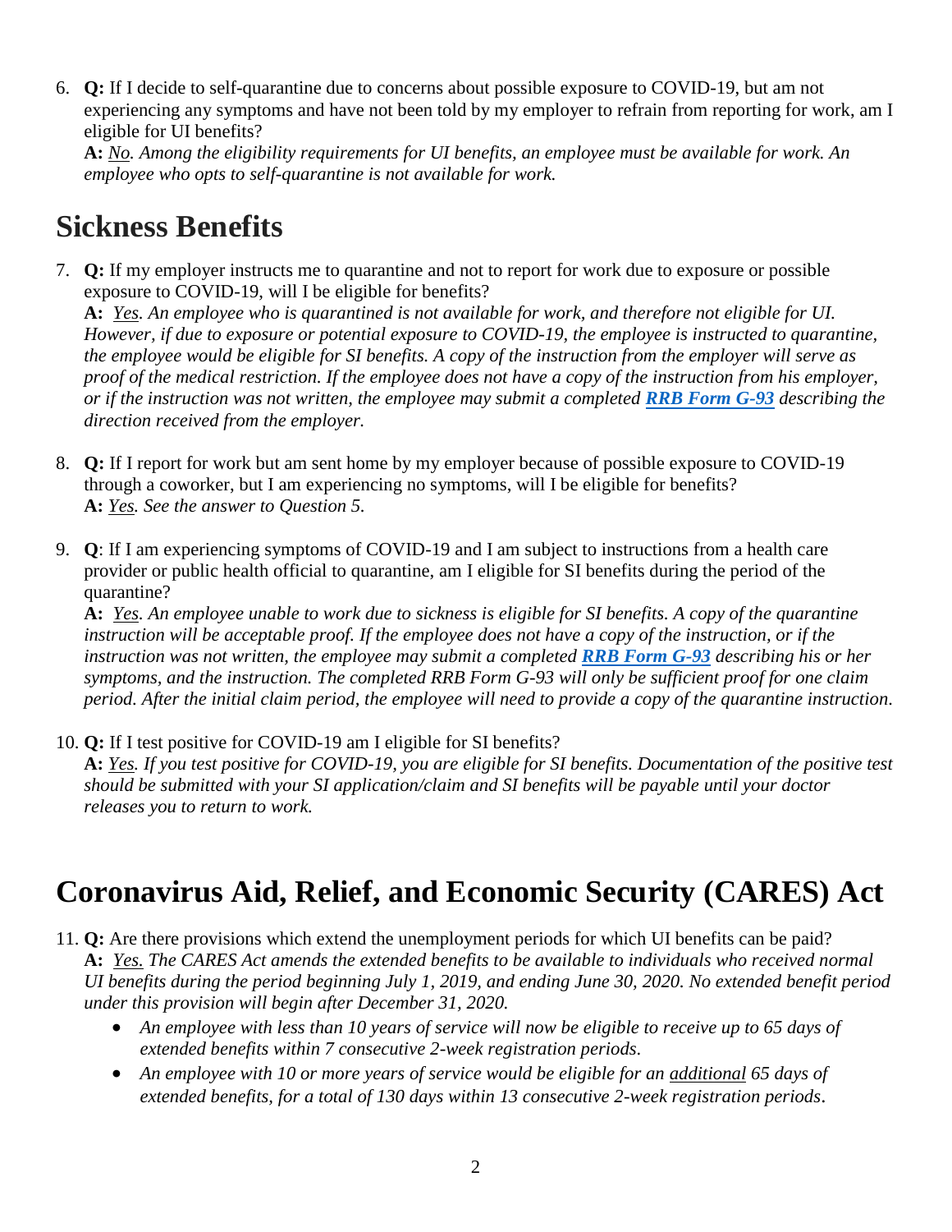6. **Q:** If I decide to self-quarantine due to concerns about possible exposure to COVID-19, but am not experiencing any symptoms and have not been told by my employer to refrain from reporting for work, am I eligible for UI benefits?
   **A:** *No. Among the eligibility requirements for UI benefits, an employee must be available for work. An employee who opts to self-quarantine is not available for work.*

## Sickness Benefits

7. **Q:** If my employer instructs me to quarantine and not to report for work due to exposure or possible exposure to COVID-19, will I be eligible for benefits?
   **A:** *Yes. An employee who is quarantined is not available for work, and therefore not eligible for UI. However, if due to exposure or potential exposure to COVID-19, the employee is instructed to quarantine, the employee would be eligible for SI benefits. A copy of the instruction from the employer will serve as proof of the medical restriction. If the employee does not have a copy of the instruction from his employer, or if the instruction was not written, the employee may submit a completed **RRB Form G-93** describing the direction received from the employer.*

8. **Q:** If I report for work but am sent home by my employer because of possible exposure to COVID-19 through a coworker, but I am experiencing no symptoms, will I be eligible for benefits?
   **A:** *Yes. See the answer to Question 5.*

9. **Q**: If I am experiencing symptoms of COVID-19 and I am subject to instructions from a health care provider or public health official to quarantine, am I eligible for SI benefits during the period of the quarantine?
   **A:** *Yes. An employee unable to work due to sickness is eligible for SI benefits. A copy of the quarantine instruction will be acceptable proof. If the employee does not have a copy of the instruction, or if the instruction was not written, the employee may submit a completed **RRB Form G-93** describing his or her symptoms, and the instruction. The completed RRB Form G-93 will only be sufficient proof for one claim period. After the initial claim period, the employee will need to provide a copy of the quarantine instruction.*

10. **Q:** If I test positive for COVID-19 am I eligible for SI benefits?
    **A:** *Yes. If you test positive for COVID-19, you are eligible for SI benefits. Documentation of the positive test should be submitted with your SI application/claim and SI benefits will be payable until your doctor releases you to return to work.*

## Coronavirus Aid, Relief, and Economic Security (CARES) Act

11. **Q:** Are there provisions which extend the unemployment periods for which UI benefits can be paid?
    **A:** *Yes. The CARES Act amends the extended benefits to be available to individuals who received normal UI benefits during the period beginning July 1, 2019, and ending June 30, 2020. No extended benefit period under this provision will begin after December 31, 2020.*
    - *An employee with less than 10 years of service will now be eligible to receive up to 65 days of extended benefits within 7 consecutive 2-week registration periods.*
    - *An employee with 10 or more years of service would be eligible for an additional 65 days of extended benefits, for a total of 130 days within 13 consecutive 2-week registration periods.*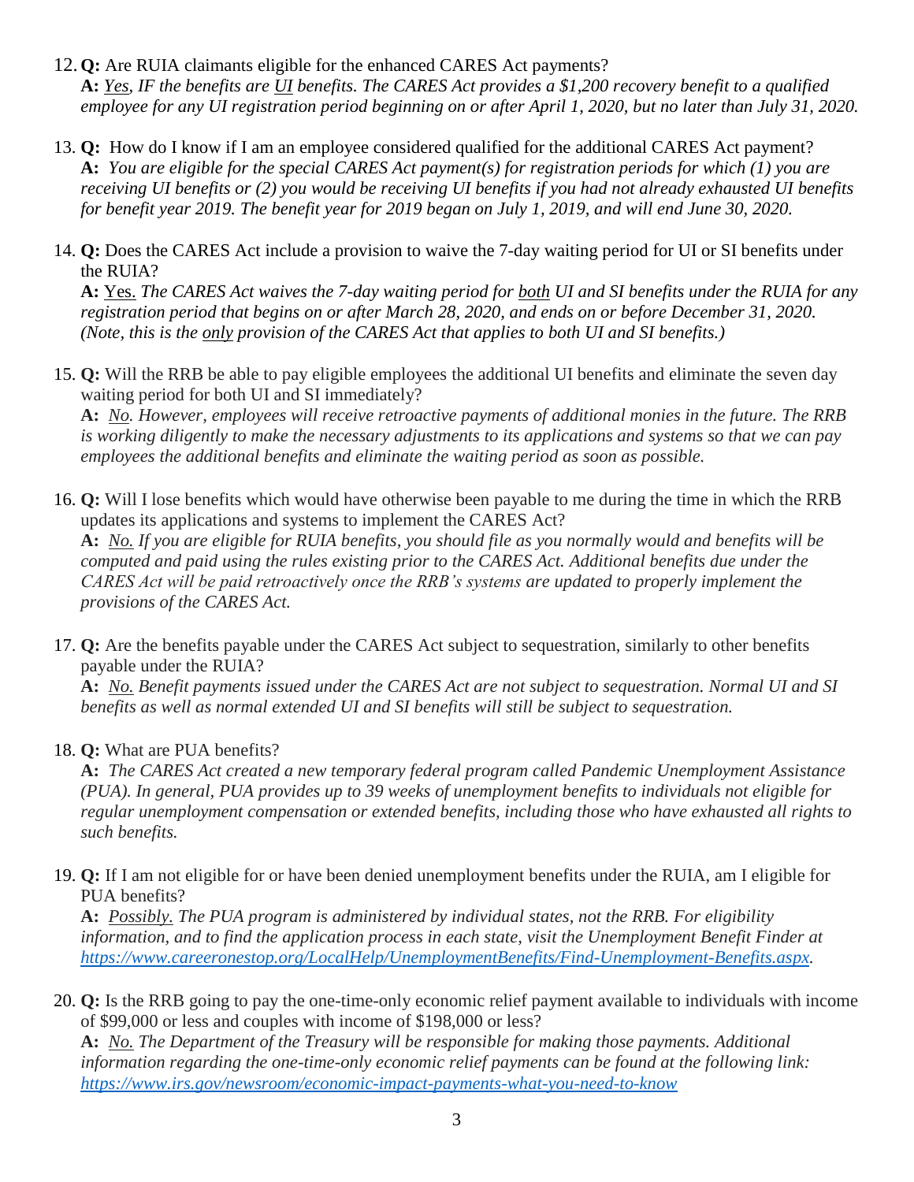12. **Q:** Are RUIA claimants eligible for the enhanced CARES Act payments?
    **A:** *Yes, IF the benefits are UI benefits. The CARES Act provides a $1,200 recovery benefit to a qualified employee for any UI registration period beginning on or after April 1, 2020, but no later than July 31, 2020.*

13. **Q:** How do I know if I am an employee considered qualified for the additional CARES Act payment?
    **A:** *You are eligible for the special CARES Act payment(s) for registration periods for which (1) you are receiving UI benefits or (2) you would be receiving UI benefits if you had not already exhausted UI benefits for benefit year 2019. The benefit year for 2019 began on July 1, 2019, and will end June 30, 2020.*

14. **Q:** Does the CARES Act include a provision to waive the 7-day waiting period for UI or SI benefits under the RUIA?
    **A:** Yes. *The CARES Act waives the 7-day waiting period for both UI and SI benefits under the RUIA for any registration period that begins on or after March 28, 2020, and ends on or before December 31, 2020. (Note, this is the only provision of the CARES Act that applies to both UI and SI benefits.)*

15. **Q:** Will the RRB be able to pay eligible employees the additional UI benefits and eliminate the seven day waiting period for both UI and SI immediately?
    **A:** *No. However, employees will receive retroactive payments of additional monies in the future. The RRB is working diligently to make the necessary adjustments to its applications and systems so that we can pay employees the additional benefits and eliminate the waiting period as soon as possible.*

16. **Q:** Will I lose benefits which would have otherwise been payable to me during the time in which the RRB updates its applications and systems to implement the CARES Act?
    **A:** *No. If you are eligible for RUIA benefits, you should file as you normally would and benefits will be computed and paid using the rules existing prior to the CARES Act. Additional benefits due under the CARES Act will be paid retroactively once the RRB's systems are updated to properly implement the provisions of the CARES Act.*

17. **Q:** Are the benefits payable under the CARES Act subject to sequestration, similarly to other benefits payable under the RUIA?
    **A:** *No. Benefit payments issued under the CARES Act are not subject to sequestration. Normal UI and SI benefits as well as normal extended UI and SI benefits will still be subject to sequestration.*

18. **Q:** What are PUA benefits?
    **A:** *The CARES Act created a new temporary federal program called Pandemic Unemployment Assistance (PUA). In general, PUA provides up to 39 weeks of unemployment benefits to individuals not eligible for regular unemployment compensation or extended benefits, including those who have exhausted all rights to such benefits.*

19. **Q:** If I am not eligible for or have been denied unemployment benefits under the RUIA, am I eligible for PUA benefits?
    **A:** *Possibly. The PUA program is administered by individual states, not the RRB. For eligibility information, and to find the application process in each state, visit the Unemployment Benefit Finder at https://www.careeronestop.org/LocalHelp/UnemploymentBenefits/Find-Unemployment-Benefits.aspx.*

20. **Q:** Is the RRB going to pay the one-time-only economic relief payment available to individuals with income of $99,000 or less and couples with income of $198,000 or less?
    **A:** *No. The Department of the Treasury will be responsible for making those payments. Additional information regarding the one-time-only economic relief payments can be found at the following link: https://www.irs.gov/newsroom/economic-impact-payments-what-you-need-to-know*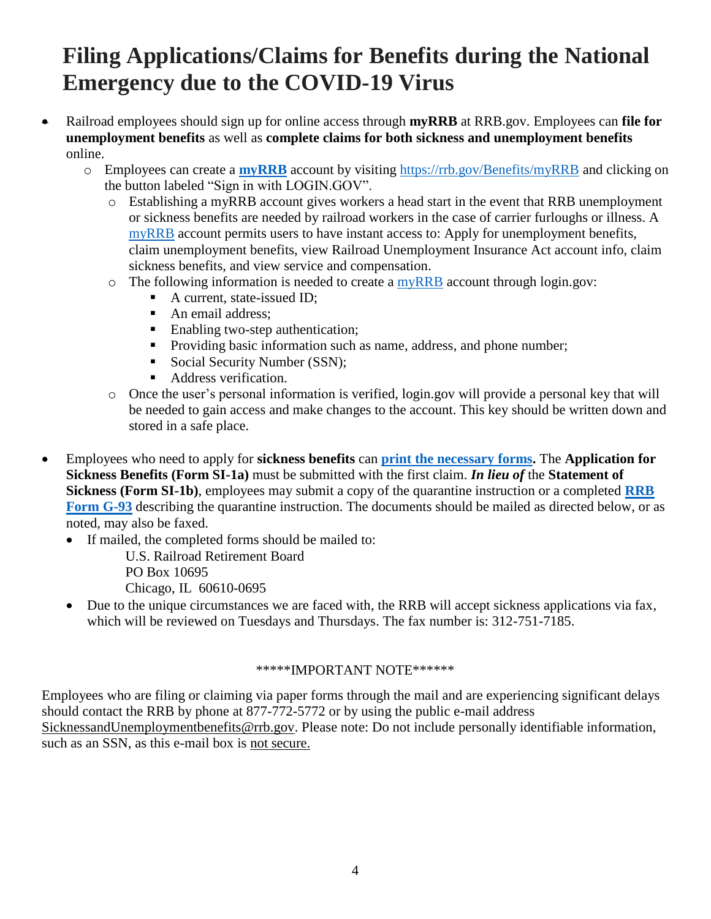# Filing Applications/Claims for Benefits during the National Emergency due to the COVID-19 Virus

- Railroad employees should sign up for online access through **myRRB** at RRB.gov. Employees can **file for unemployment benefits** as well as **complete claims for both sickness and unemployment benefits** online.
  - Employees can create a **myRRB** account by visiting https://rrb.gov/Benefits/myRRB and clicking on the button labeled "Sign in with LOGIN.GOV".
    - Establishing a myRRB account gives workers a head start in the event that RRB unemployment or sickness benefits are needed by railroad workers in the case of carrier furloughs or illness. A myRRB account permits users to have instant access to: Apply for unemployment benefits, claim unemployment benefits, view Railroad Unemployment Insurance Act account info, claim sickness benefits, and view service and compensation.
    - The following information is needed to create a myRRB account through login.gov:
      - A current, state-issued ID;
      - An email address;
      - Enabling two-step authentication;
      - Providing basic information such as name, address, and phone number;
      - Social Security Number (SSN);
      - Address verification.
    - Once the user's personal information is verified, login.gov will provide a personal key that will be needed to gain access and make changes to the account. This key should be written down and stored in a safe place.

- Employees who need to apply for **sickness benefits** can **print the necessary forms.** The **Application for Sickness Benefits (Form SI-1a)** must be submitted with the first claim. ***In lieu of*** the **Statement of Sickness (Form SI-1b)**, employees may submit a copy of the quarantine instruction or a completed **RRB Form G-93** describing the quarantine instruction. The documents should be mailed as directed below, or as noted, may also be faxed.
  - If mailed, the completed forms should be mailed to:
    U.S. Railroad Retirement Board
    PO Box 10695
    Chicago, IL 60610-0695
  - Due to the unique circumstances we are faced with, the RRB will accept sickness applications via fax, which will be reviewed on Tuesdays and Thursdays. The fax number is: 312-751-7185.

*****IMPORTANT NOTE******

Employees who are filing or claiming via paper forms through the mail and are experiencing significant delays should contact the RRB by phone at 877-772-5772 or by using the public e-mail address SicknessandUnemploymentbenefits@rrb.gov. Please note: Do not include personally identifiable information, such as an SSN, as this e-mail box is not secure.